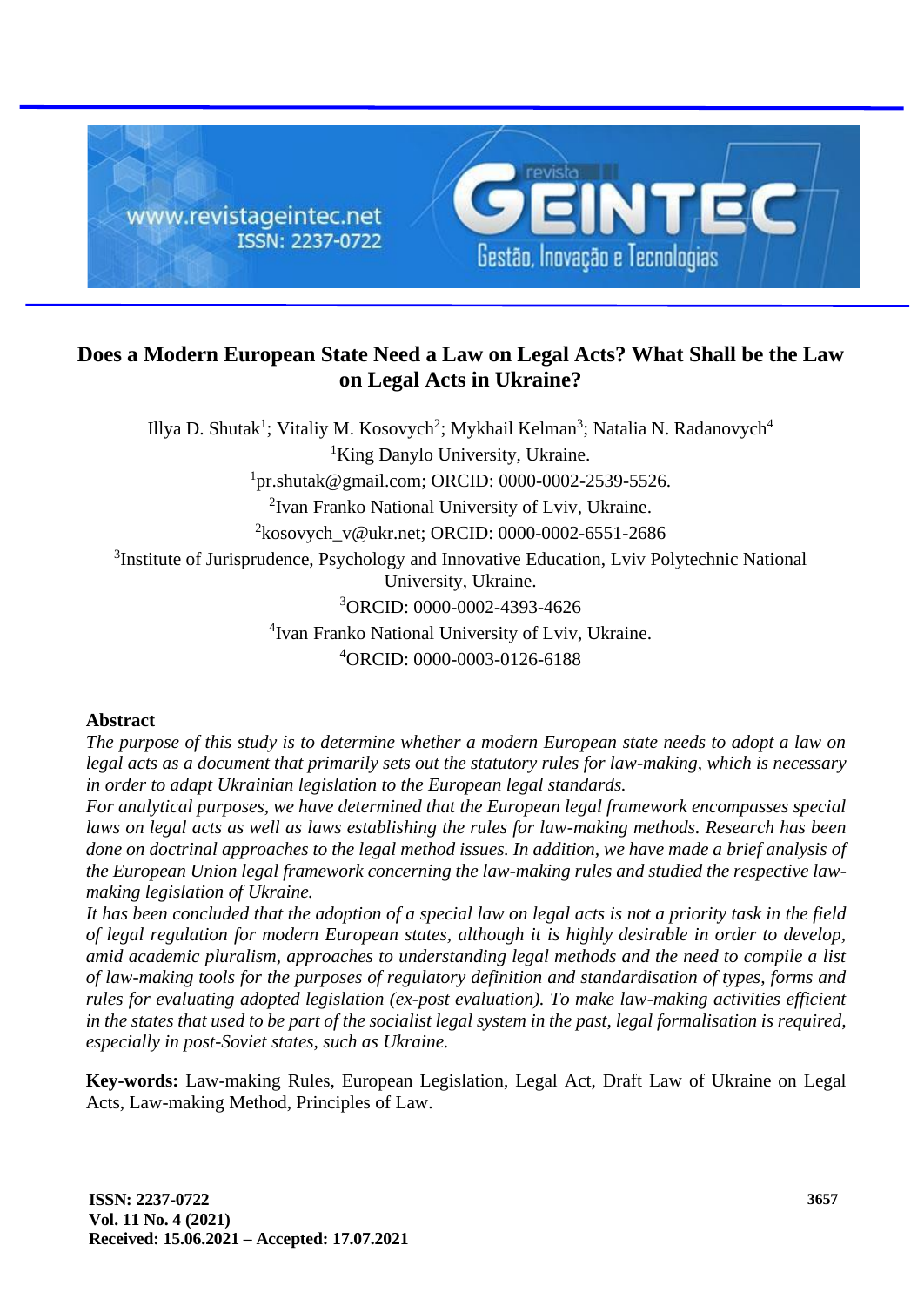# Does a Modern European State Need a Law on Legal Acts? What Shall be the Law on Legal Acts in Ukraine?

Illya D. Shutak[1]; Vitaliy M. Kosovych[2]; Mykhail Kelman[3]; Natalia N. Radanovych[4]

[1]King Danylo University, Ukraine.

[1]pr.shutak@gmail.com; ORCID: 0000-0002-2539-5526.

[2]Ivan Franko National University of Lviv, Ukraine.

[2]kosovych_v@ukr.net; ORCID: 0000-0002-6551-2686

[3]Institute of Jurisprudence, Psychology and Innovative Education, Lviv Polytechnic National University, Ukraine.

[3]ORCID: 0000-0002-4393-4626

[4]Ivan Franko National University of Lviv, Ukraine.

[4]ORCID: 0000-0003-0126-6188

## Abstract

*The purpose of this study is to determine whether a modern European state needs to adopt a law on legal acts as a document that primarily sets out the statutory rules for law-making, which is necessary in order to adapt Ukrainian legislation to the European legal standards.*

*For analytical purposes, we have determined that the European legal framework encompasses special laws on legal acts as well as laws establishing the rules for law-making methods. Research has been done on doctrinal approaches to the legal method issues. In addition, we have made a brief analysis of the European Union legal framework concerning the law-making rules and studied the respective law-making legislation of Ukraine.*

*It has been concluded that the adoption of a special law on legal acts is not a priority task in the field of legal regulation for modern European states, although it is highly desirable in order to develop, amid academic pluralism, approaches to understanding legal methods and the need to compile a list of law-making tools for the purposes of regulatory definition and standardisation of types, forms and rules for evaluating adopted legislation (ex-post evaluation). To make law-making activities efficient in the states that used to be part of the socialist legal system in the past, legal formalisation is required, especially in post-Soviet states, such as Ukraine.*

**Key-words:** Law-making Rules, European Legislation, Legal Act, Draft Law of Ukraine on Legal Acts, Law-making Method, Principles of Law.

**ISSN: 2237-0722**
**Vol. 11 No. 4 (2021)**
**Received: 15.06.2021 – Accepted: 17.07.2021**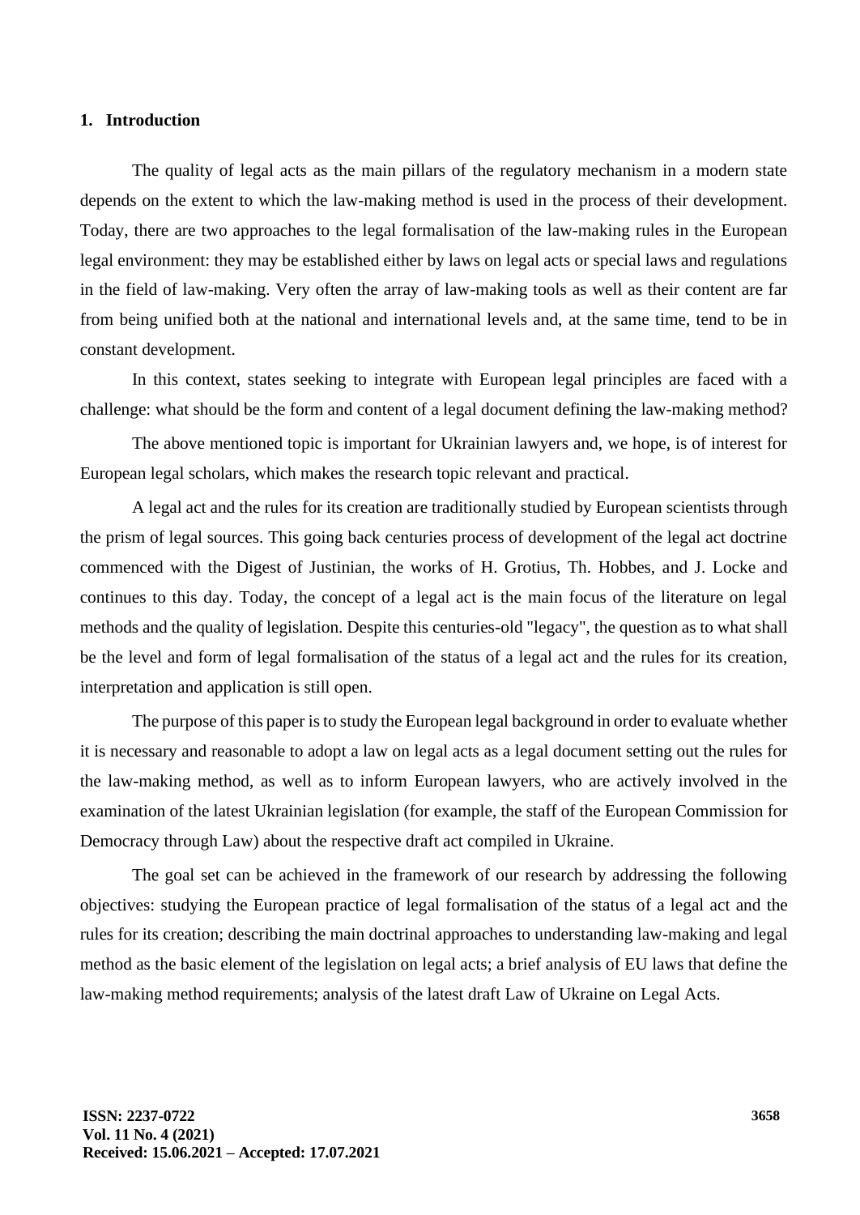## 1. Introduction

The quality of legal acts as the main pillars of the regulatory mechanism in a modern state depends on the extent to which the law-making method is used in the process of their development. Today, there are two approaches to the legal formalisation of the law-making rules in the European legal environment: they may be established either by laws on legal acts or special laws and regulations in the field of law-making. Very often the array of law-making tools as well as their content are far from being unified both at the national and international levels and, at the same time, tend to be in constant development.

In this context, states seeking to integrate with European legal principles are faced with a challenge: what should be the form and content of a legal document defining the law-making method?

The above mentioned topic is important for Ukrainian lawyers and, we hope, is of interest for European legal scholars, which makes the research topic relevant and practical.

A legal act and the rules for its creation are traditionally studied by European scientists through the prism of legal sources. This going back centuries process of development of the legal act doctrine commenced with the Digest of Justinian, the works of H. Grotius, Th. Hobbes, and J. Locke and continues to this day. Today, the concept of a legal act is the main focus of the literature on legal methods and the quality of legislation. Despite this centuries-old "legacy", the question as to what shall be the level and form of legal formalisation of the status of a legal act and the rules for its creation, interpretation and application is still open.

The purpose of this paper is to study the European legal background in order to evaluate whether it is necessary and reasonable to adopt a law on legal acts as a legal document setting out the rules for the law-making method, as well as to inform European lawyers, who are actively involved in the examination of the latest Ukrainian legislation (for example, the staff of the European Commission for Democracy through Law) about the respective draft act compiled in Ukraine.

The goal set can be achieved in the framework of our research by addressing the following objectives: studying the European practice of legal formalisation of the status of a legal act and the rules for its creation; describing the main doctrinal approaches to understanding law-making and legal method as the basic element of the legislation on legal acts; a brief analysis of EU laws that define the law-making method requirements; analysis of the latest draft Law of Ukraine on Legal Acts.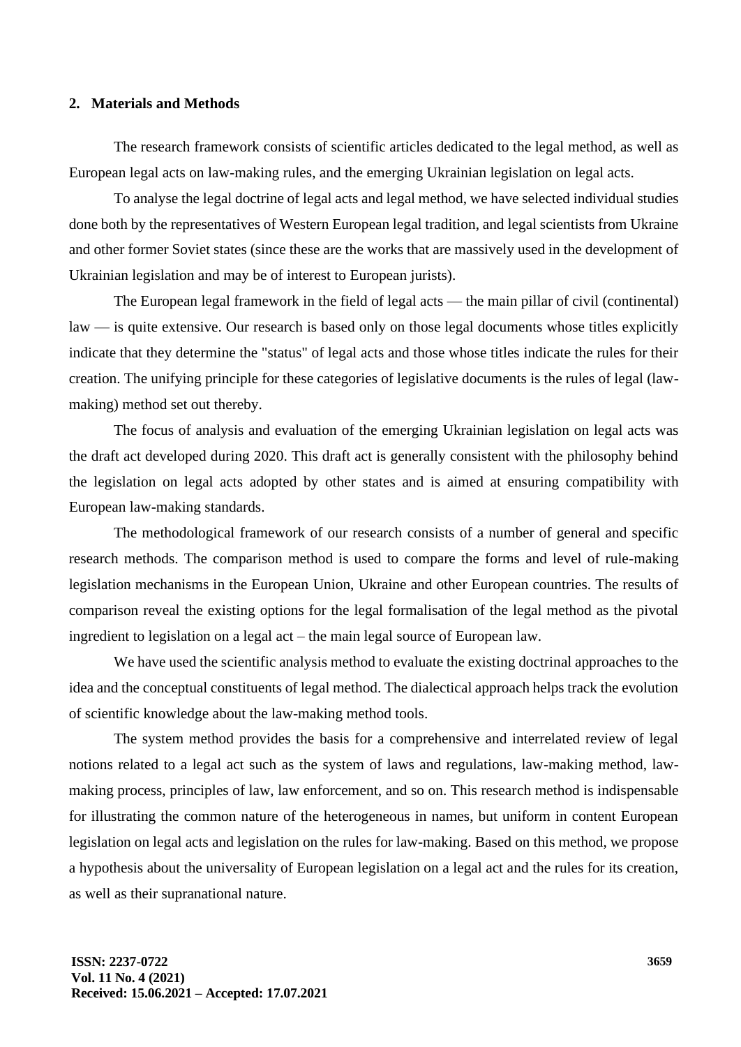## 2. Materials and Methods

The research framework consists of scientific articles dedicated to the legal method, as well as European legal acts on law-making rules, and the emerging Ukrainian legislation on legal acts.

To analyse the legal doctrine of legal acts and legal method, we have selected individual studies done both by the representatives of Western European legal tradition, and legal scientists from Ukraine and other former Soviet states (since these are the works that are massively used in the development of Ukrainian legislation and may be of interest to European jurists).

The European legal framework in the field of legal acts — the main pillar of civil (continental) law — is quite extensive. Our research is based only on those legal documents whose titles explicitly indicate that they determine the "status" of legal acts and those whose titles indicate the rules for their creation. The unifying principle for these categories of legislative documents is the rules of legal (law-making) method set out thereby.

The focus of analysis and evaluation of the emerging Ukrainian legislation on legal acts was the draft act developed during 2020. This draft act is generally consistent with the philosophy behind the legislation on legal acts adopted by other states and is aimed at ensuring compatibility with European law-making standards.

The methodological framework of our research consists of a number of general and specific research methods. The comparison method is used to compare the forms and level of rule-making legislation mechanisms in the European Union, Ukraine and other European countries. The results of comparison reveal the existing options for the legal formalisation of the legal method as the pivotal ingredient to legislation on a legal act – the main legal source of European law.

We have used the scientific analysis method to evaluate the existing doctrinal approaches to the idea and the conceptual constituents of legal method. The dialectical approach helps track the evolution of scientific knowledge about the law-making method tools.

The system method provides the basis for a comprehensive and interrelated review of legal notions related to a legal act such as the system of laws and regulations, law-making method, law-making process, principles of law, law enforcement, and so on. This research method is indispensable for illustrating the common nature of the heterogeneous in names, but uniform in content European legislation on legal acts and legislation on the rules for law-making. Based on this method, we propose a hypothesis about the universality of European legislation on a legal act and the rules for its creation, as well as their supranational nature.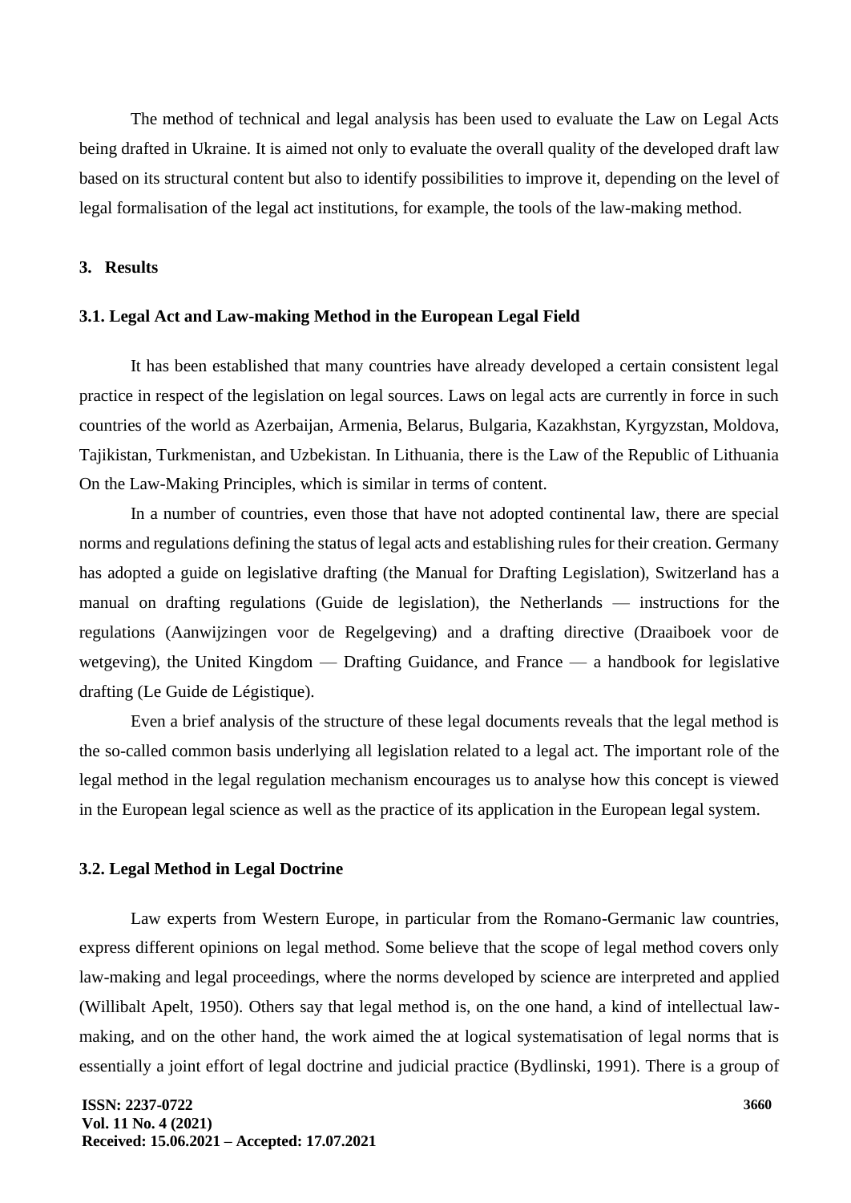The method of technical and legal analysis has been used to evaluate the Law on Legal Acts being drafted in Ukraine. It is aimed not only to evaluate the overall quality of the developed draft law based on its structural content but also to identify possibilities to improve it, depending on the level of legal formalisation of the legal act institutions, for example, the tools of the law-making method.

## 3. Results

### 3.1. Legal Act and Law-making Method in the European Legal Field

It has been established that many countries have already developed a certain consistent legal practice in respect of the legislation on legal sources. Laws on legal acts are currently in force in such countries of the world as Azerbaijan, Armenia, Belarus, Bulgaria, Kazakhstan, Kyrgyzstan, Moldova, Tajikistan, Turkmenistan, and Uzbekistan. In Lithuania, there is the Law of the Republic of Lithuania On the Law-Making Principles, which is similar in terms of content.

In a number of countries, even those that have not adopted continental law, there are special norms and regulations defining the status of legal acts and establishing rules for their creation. Germany has adopted a guide on legislative drafting (the Manual for Drafting Legislation), Switzerland has a manual on drafting regulations (Guide de legislation), the Netherlands — instructions for the regulations (Aanwijzingen voor de Regelgeving) and a drafting directive (Draaiboek voor de wetgeving), the United Kingdom — Drafting Guidance, and France — a handbook for legislative drafting (Le Guide de Légistique).

Even a brief analysis of the structure of these legal documents reveals that the legal method is the so-called common basis underlying all legislation related to a legal act. The important role of the legal method in the legal regulation mechanism encourages us to analyse how this concept is viewed in the European legal science as well as the practice of its application in the European legal system.

### 3.2. Legal Method in Legal Doctrine

Law experts from Western Europe, in particular from the Romano-Germanic law countries, express different opinions on legal method. Some believe that the scope of legal method covers only law-making and legal proceedings, where the norms developed by science are interpreted and applied (Willibalt Apelt, 1950). Others say that legal method is, on the one hand, a kind of intellectual law-making, and on the other hand, the work aimed the at logical systematisation of legal norms that is essentially a joint effort of legal doctrine and judicial practice (Bydlinski, 1991). There is a group of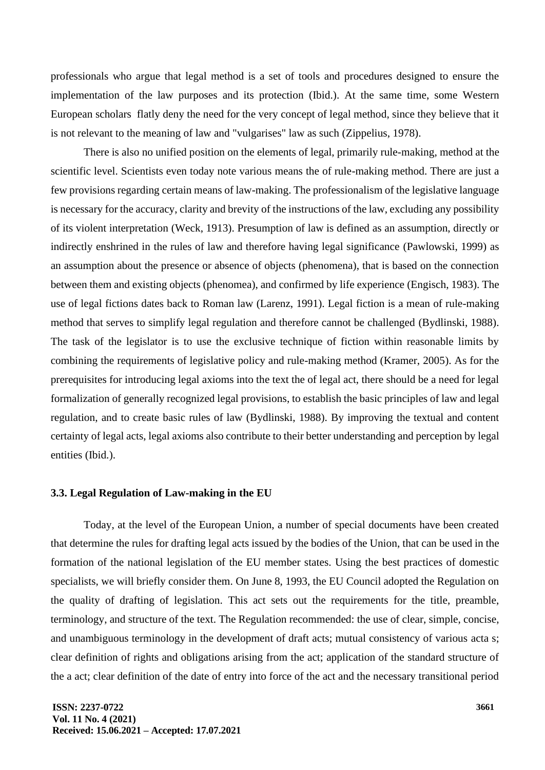professionals who argue that legal method is a set of tools and procedures designed to ensure the implementation of the law purposes and its protection (Ibid.). At the same time, some Western European scholars flatly deny the need for the very concept of legal method, since they believe that it is not relevant to the meaning of law and "vulgarises" law as such (Zippelius, 1978).

There is also no unified position on the elements of legal, primarily rule-making, method at the scientific level. Scientists even today note various means the of rule-making method. There are just a few provisions regarding certain means of law-making. The professionalism of the legislative language is necessary for the accuracy, clarity and brevity of the instructions of the law, excluding any possibility of its violent interpretation (Weck, 1913). Presumption of law is defined as an assumption, directly or indirectly enshrined in the rules of law and therefore having legal significance (Pawlowski, 1999) as an assumption about the presence or absence of objects (phenomena), that is based on the connection between them and existing objects (phenomea), and confirmed by life experience (Engisch, 1983). The use of legal fictions dates back to Roman law (Larenz, 1991). Legal fiction is a mean of rule-making method that serves to simplify legal regulation and therefore cannot be challenged (Bydlinski, 1988). The task of the legislator is to use the exclusive technique of fiction within reasonable limits by combining the requirements of legislative policy and rule-making method (Kramer, 2005). As for the prerequisites for introducing legal axioms into the text the of legal act, there should be a need for legal formalization of generally recognized legal provisions, to establish the basic principles of law and legal regulation, and to create basic rules of law (Bydlinski, 1988). By improving the textual and content certainty of legal acts, legal axioms also contribute to their better understanding and perception by legal entities (Ibid.).

### 3.3. Legal Regulation of Law-making in the EU

Today, at the level of the European Union, a number of special documents have been created that determine the rules for drafting legal acts issued by the bodies of the Union, that can be used in the formation of the national legislation of the EU member states. Using the best practices of domestic specialists, we will briefly consider them. On June 8, 1993, the EU Council adopted the Regulation on the quality of drafting of legislation. This act sets out the requirements for the title, preamble, terminology, and structure of the text. The Regulation recommended: the use of clear, simple, concise, and unambiguous terminology in the development of draft acts; mutual consistency of various acta s; clear definition of rights and obligations arising from the act; application of the standard structure of the a act; clear definition of the date of entry into force of the act and the necessary transitional period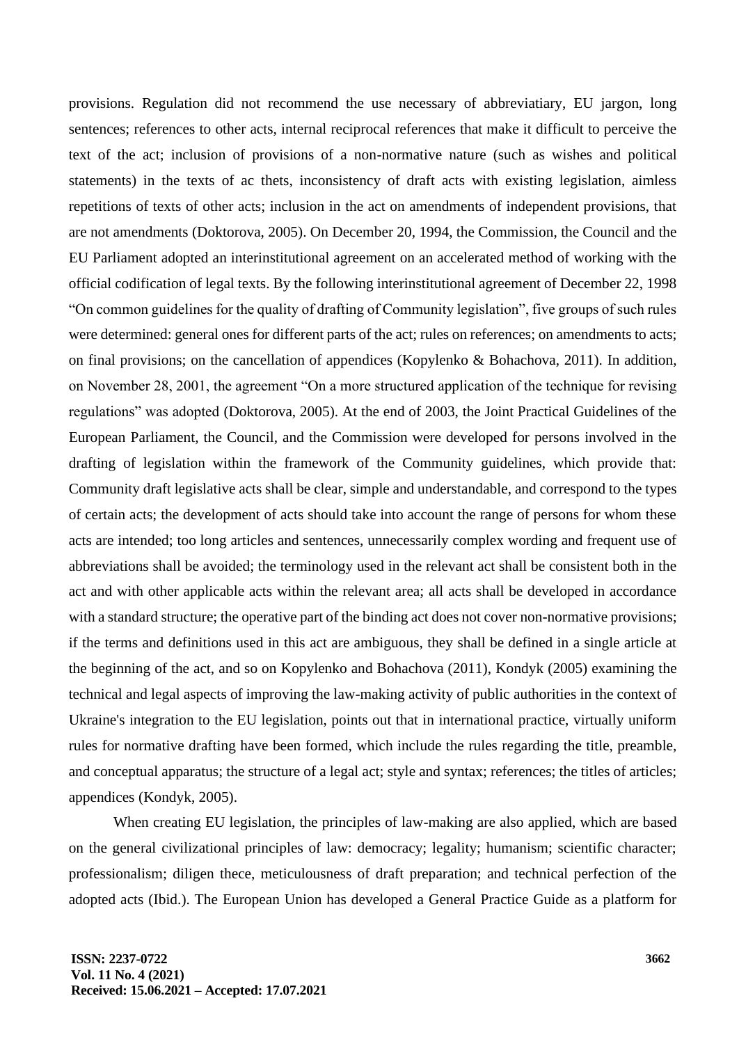provisions. Regulation did not recommend the use necessary of abbreviatiary, EU jargon, long sentences; references to other acts, internal reciprocal references that make it difficult to perceive the text of the act; inclusion of provisions of a non-normative nature (such as wishes and political statements) in the texts of ac thets, inconsistency of draft acts with existing legislation, aimless repetitions of texts of other acts; inclusion in the act on amendments of independent provisions, that are not amendments (Doktorova, 2005). On December 20, 1994, the Commission, the Council and the EU Parliament adopted an interinstitutional agreement on an accelerated method of working with the official codification of legal texts. By the following interinstitutional agreement of December 22, 1998 "On common guidelines for the quality of drafting of Community legislation", five groups of such rules were determined: general ones for different parts of the act; rules on references; on amendments to acts; on final provisions; on the cancellation of appendices (Kopylenko & Bohachova, 2011). In addition, on November 28, 2001, the agreement "On a more structured application of the technique for revising regulations" was adopted (Doktorova, 2005). At the end of 2003, the Joint Practical Guidelines of the European Parliament, the Council, and the Commission were developed for persons involved in the drafting of legislation within the framework of the Community guidelines, which provide that: Community draft legislative acts shall be clear, simple and understandable, and correspond to the types of certain acts; the development of acts should take into account the range of persons for whom these acts are intended; too long articles and sentences, unnecessarily complex wording and frequent use of abbreviations shall be avoided; the terminology used in the relevant act shall be consistent both in the act and with other applicable acts within the relevant area; all acts shall be developed in accordance with a standard structure; the operative part of the binding act does not cover non-normative provisions; if the terms and definitions used in this act are ambiguous, they shall be defined in a single article at the beginning of the act, and so on Kopylenko and Bohachova (2011), Kondyk (2005) examining the technical and legal aspects of improving the law-making activity of public authorities in the context of Ukraine's integration to the EU legislation, points out that in international practice, virtually uniform rules for normative drafting have been formed, which include the rules regarding the title, preamble, and conceptual apparatus; the structure of a legal act; style and syntax; references; the titles of articles; appendices (Kondyk, 2005).

When creating EU legislation, the principles of law-making are also applied, which are based on the general civilizational principles of law: democracy; legality; humanism; scientific character; professionalism; diligen thece, meticulousness of draft preparation; and technical perfection of the adopted acts (Ibid.). The European Union has developed a General Practice Guide as a platform for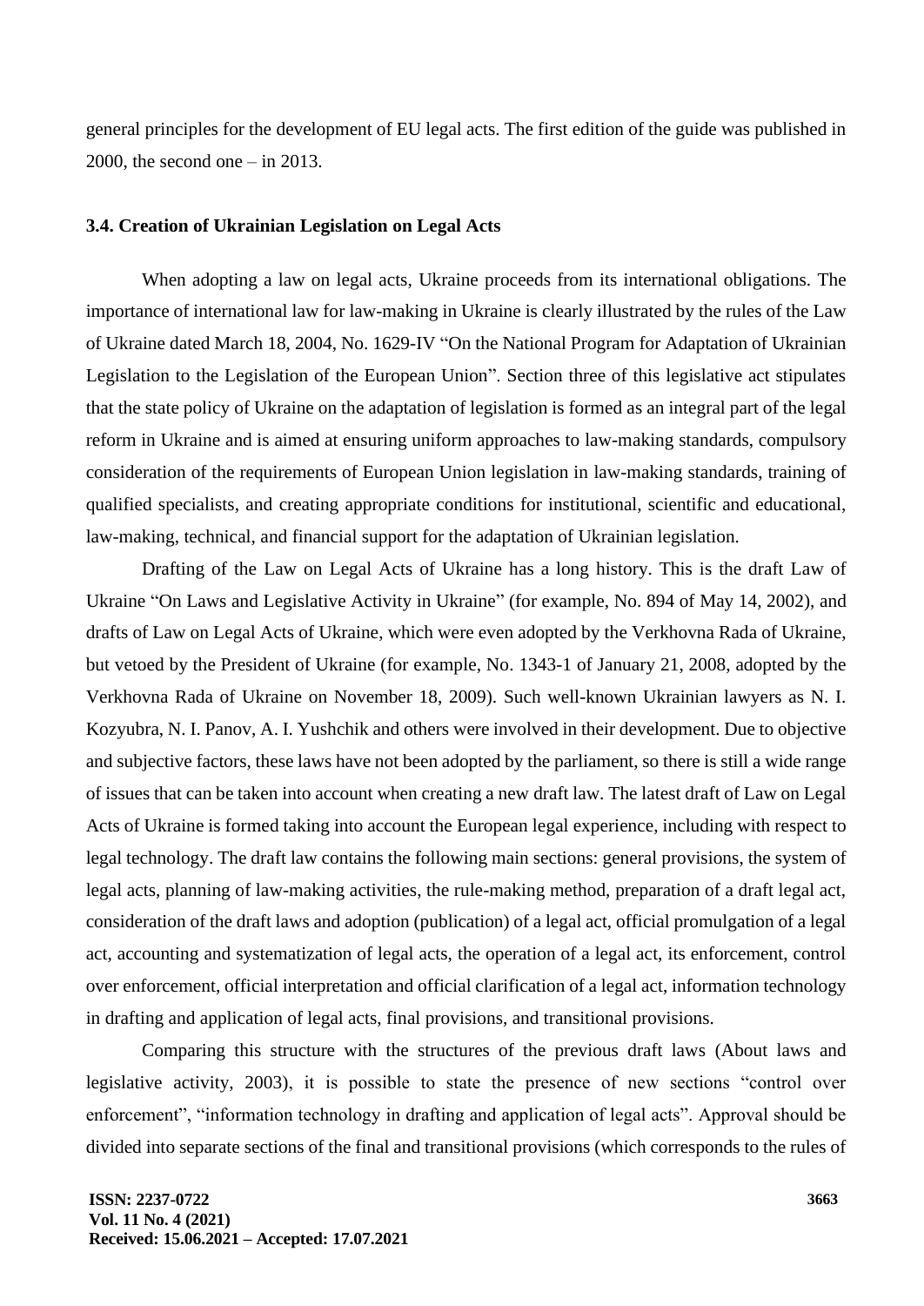general principles for the development of EU legal acts. The first edition of the guide was published in 2000, the second one – in 2013.

### 3.4. Creation of Ukrainian Legislation on Legal Acts

When adopting a law on legal acts, Ukraine proceeds from its international obligations. The importance of international law for law-making in Ukraine is clearly illustrated by the rules of the Law of Ukraine dated March 18, 2004, No. 1629-IV "On the National Program for Adaptation of Ukrainian Legislation to the Legislation of the European Union". Section three of this legislative act stipulates that the state policy of Ukraine on the adaptation of legislation is formed as an integral part of the legal reform in Ukraine and is aimed at ensuring uniform approaches to law-making standards, compulsory consideration of the requirements of European Union legislation in law-making standards, training of qualified specialists, and creating appropriate conditions for institutional, scientific and educational, law-making, technical, and financial support for the adaptation of Ukrainian legislation.

Drafting of the Law on Legal Acts of Ukraine has a long history. This is the draft Law of Ukraine "On Laws and Legislative Activity in Ukraine" (for example, No. 894 of May 14, 2002), and drafts of Law on Legal Acts of Ukraine, which were even adopted by the Verkhovna Rada of Ukraine, but vetoed by the President of Ukraine (for example, No. 1343-1 of January 21, 2008, adopted by the Verkhovna Rada of Ukraine on November 18, 2009). Such well-known Ukrainian lawyers as N. I. Kozyubra, N. I. Panov, A. I. Yushchik and others were involved in their development. Due to objective and subjective factors, these laws have not been adopted by the parliament, so there is still a wide range of issues that can be taken into account when creating a new draft law. The latest draft of Law on Legal Acts of Ukraine is formed taking into account the European legal experience, including with respect to legal technology. The draft law contains the following main sections: general provisions, the system of legal acts, planning of law-making activities, the rule-making method, preparation of a draft legal act, consideration of the draft laws and adoption (publication) of a legal act, official promulgation of a legal act, accounting and systematization of legal acts, the operation of a legal act, its enforcement, control over enforcement, official interpretation and official clarification of a legal act, information technology in drafting and application of legal acts, final provisions, and transitional provisions.

Comparing this structure with the structures of the previous draft laws (About laws and legislative activity, 2003), it is possible to state the presence of new sections "control over enforcement", "information technology in drafting and application of legal acts". Approval should be divided into separate sections of the final and transitional provisions (which corresponds to the rules of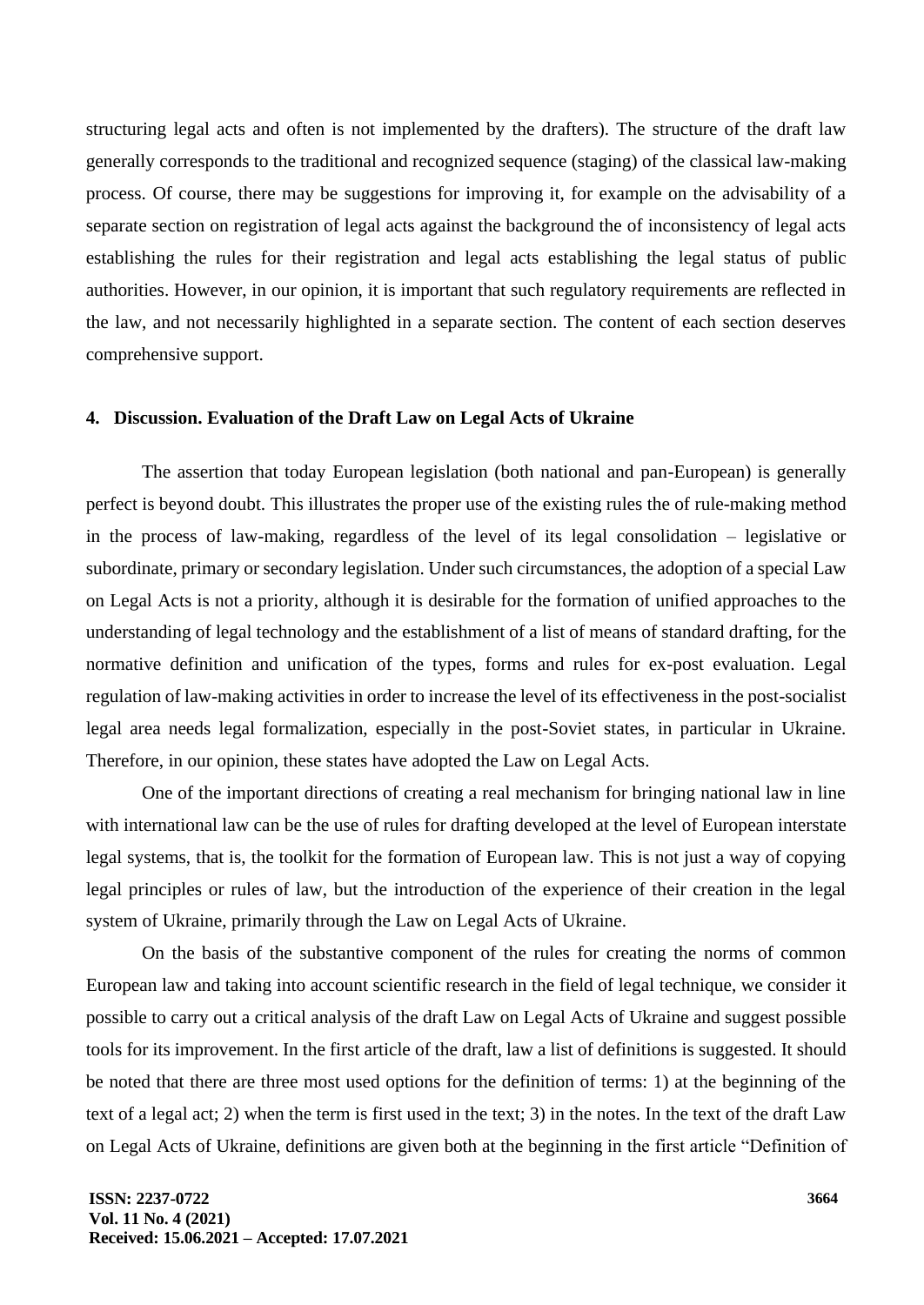structuring legal acts and often is not implemented by the drafters). The structure of the draft law generally corresponds to the traditional and recognized sequence (staging) of the classical law-making process. Of course, there may be suggestions for improving it, for example on the advisability of a separate section on registration of legal acts against the background the of inconsistency of legal acts establishing the rules for their registration and legal acts establishing the legal status of public authorities. However, in our opinion, it is important that such regulatory requirements are reflected in the law, and not necessarily highlighted in a separate section. The content of each section deserves comprehensive support.

## 4. Discussion. Evaluation of the Draft Law on Legal Acts of Ukraine

The assertion that today European legislation (both national and pan-European) is generally perfect is beyond doubt. This illustrates the proper use of the existing rules the of rule-making method in the process of law-making, regardless of the level of its legal consolidation – legislative or subordinate, primary or secondary legislation. Under such circumstances, the adoption of a special Law on Legal Acts is not a priority, although it is desirable for the formation of unified approaches to the understanding of legal technology and the establishment of a list of means of standard drafting, for the normative definition and unification of the types, forms and rules for ex-post evaluation. Legal regulation of law-making activities in order to increase the level of its effectiveness in the post-socialist legal area needs legal formalization, especially in the post-Soviet states, in particular in Ukraine. Therefore, in our opinion, these states have adopted the Law on Legal Acts.

One of the important directions of creating a real mechanism for bringing national law in line with international law can be the use of rules for drafting developed at the level of European interstate legal systems, that is, the toolkit for the formation of European law. This is not just a way of copying legal principles or rules of law, but the introduction of the experience of their creation in the legal system of Ukraine, primarily through the Law on Legal Acts of Ukraine.

On the basis of the substantive component of the rules for creating the norms of common European law and taking into account scientific research in the field of legal technique, we consider it possible to carry out a critical analysis of the draft Law on Legal Acts of Ukraine and suggest possible tools for its improvement. In the first article of the draft, law a list of definitions is suggested. It should be noted that there are three most used options for the definition of terms: 1) at the beginning of the text of a legal act; 2) when the term is first used in the text; 3) in the notes. In the text of the draft Law on Legal Acts of Ukraine, definitions are given both at the beginning in the first article "Definition of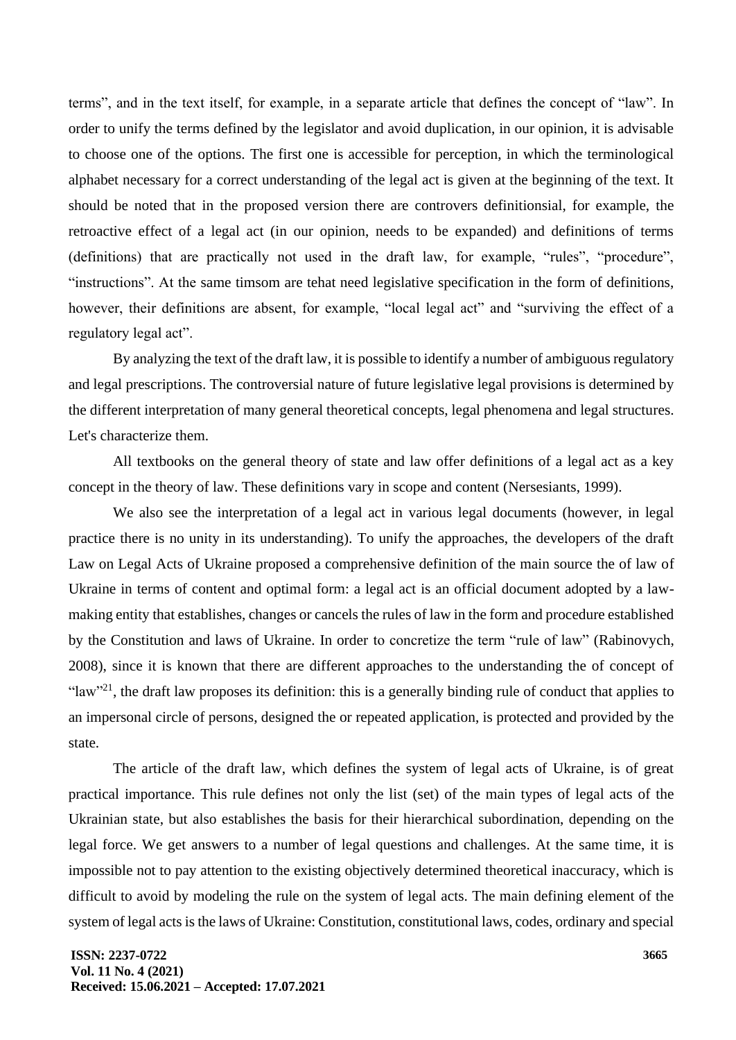terms", and in the text itself, for example, in a separate article that defines the concept of "law". In order to unify the terms defined by the legislator and avoid duplication, in our opinion, it is advisable to choose one of the options. The first one is accessible for perception, in which the terminological alphabet necessary for a correct understanding of the legal act is given at the beginning of the text. It should be noted that in the proposed version there are controvers definitionsial, for example, the retroactive effect of a legal act (in our opinion, needs to be expanded) and definitions of terms (definitions) that are practically not used in the draft law, for example, "rules", "procedure", "instructions". At the same timsom are tehat need legislative specification in the form of definitions, however, their definitions are absent, for example, "local legal act" and "surviving the effect of a regulatory legal act".

By analyzing the text of the draft law, it is possible to identify a number of ambiguous regulatory and legal prescriptions. The controversial nature of future legislative legal provisions is determined by the different interpretation of many general theoretical concepts, legal phenomena and legal structures. Let's characterize them.

All textbooks on the general theory of state and law offer definitions of a legal act as a key concept in the theory of law. These definitions vary in scope and content (Nersesiants, 1999).

We also see the interpretation of a legal act in various legal documents (however, in legal practice there is no unity in its understanding). To unify the approaches, the developers of the draft Law on Legal Acts of Ukraine proposed a comprehensive definition of the main source the of law of Ukraine in terms of content and optimal form: a legal act is an official document adopted by a law-making entity that establishes, changes or cancels the rules of law in the form and procedure established by the Constitution and laws of Ukraine. In order to concretize the term "rule of law" (Rabinovych, 2008), since it is known that there are different approaches to the understanding the of concept of "law"[21], the draft law proposes its definition: this is a generally binding rule of conduct that applies to an impersonal circle of persons, designed the or repeated application, is protected and provided by the state.

The article of the draft law, which defines the system of legal acts of Ukraine, is of great practical importance. This rule defines not only the list (set) of the main types of legal acts of the Ukrainian state, but also establishes the basis for their hierarchical subordination, depending on the legal force. We get answers to a number of legal questions and challenges. At the same time, it is impossible not to pay attention to the existing objectively determined theoretical inaccuracy, which is difficult to avoid by modeling the rule on the system of legal acts. The main defining element of the system of legal acts is the laws of Ukraine: Constitution, constitutional laws, codes, ordinary and special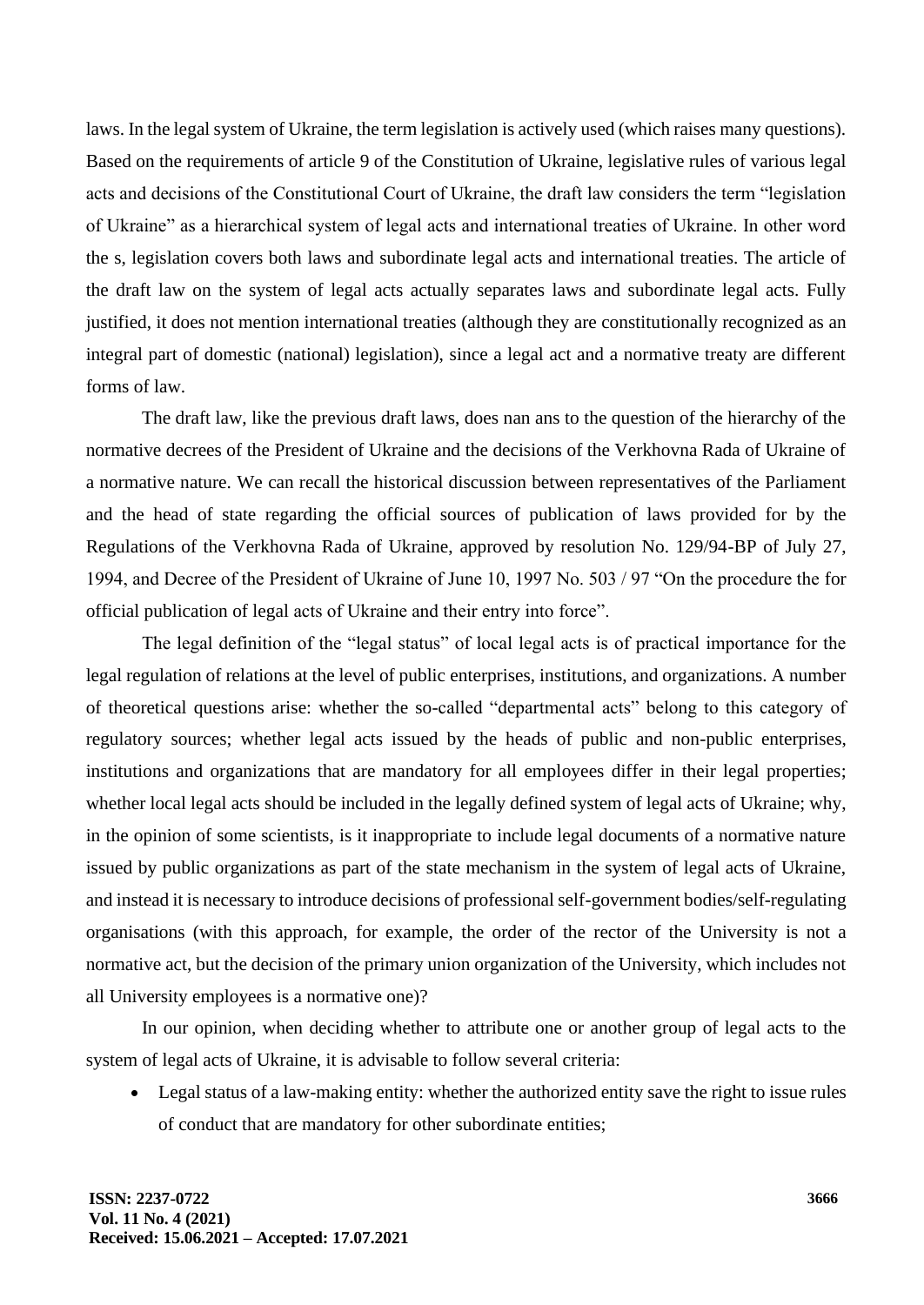laws. In the legal system of Ukraine, the term legislation is actively used (which raises many questions). Based on the requirements of article 9 of the Constitution of Ukraine, legislative rules of various legal acts and decisions of the Constitutional Court of Ukraine, the draft law considers the term "legislation of Ukraine" as a hierarchical system of legal acts and international treaties of Ukraine. In other word the s, legislation covers both laws and subordinate legal acts and international treaties. The article of the draft law on the system of legal acts actually separates laws and subordinate legal acts. Fully justified, it does not mention international treaties (although they are constitutionally recognized as an integral part of domestic (national) legislation), since a legal act and a normative treaty are different forms of law.

The draft law, like the previous draft laws, does nan ans to the question of the hierarchy of the normative decrees of the President of Ukraine and the decisions of the Verkhovna Rada of Ukraine of a normative nature. We can recall the historical discussion between representatives of the Parliament and the head of state regarding the official sources of publication of laws provided for by the Regulations of the Verkhovna Rada of Ukraine, approved by resolution No. 129/94-BP of July 27, 1994, and Decree of the President of Ukraine of June 10, 1997 No. 503 / 97 "On the procedure the for official publication of legal acts of Ukraine and their entry into force".

The legal definition of the "legal status" of local legal acts is of practical importance for the legal regulation of relations at the level of public enterprises, institutions, and organizations. A number of theoretical questions arise: whether the so-called "departmental acts" belong to this category of regulatory sources; whether legal acts issued by the heads of public and non-public enterprises, institutions and organizations that are mandatory for all employees differ in their legal properties; whether local legal acts should be included in the legally defined system of legal acts of Ukraine; why, in the opinion of some scientists, is it inappropriate to include legal documents of a normative nature issued by public organizations as part of the state mechanism in the system of legal acts of Ukraine, and instead it is necessary to introduce decisions of professional self-government bodies/self-regulating organisations (with this approach, for example, the order of the rector of the University is not a normative act, but the decision of the primary union organization of the University, which includes not all University employees is a normative one)?

In our opinion, when deciding whether to attribute one or another group of legal acts to the system of legal acts of Ukraine, it is advisable to follow several criteria:

- Legal status of a law-making entity: whether the authorized entity save the right to issue rules of conduct that are mandatory for other subordinate entities;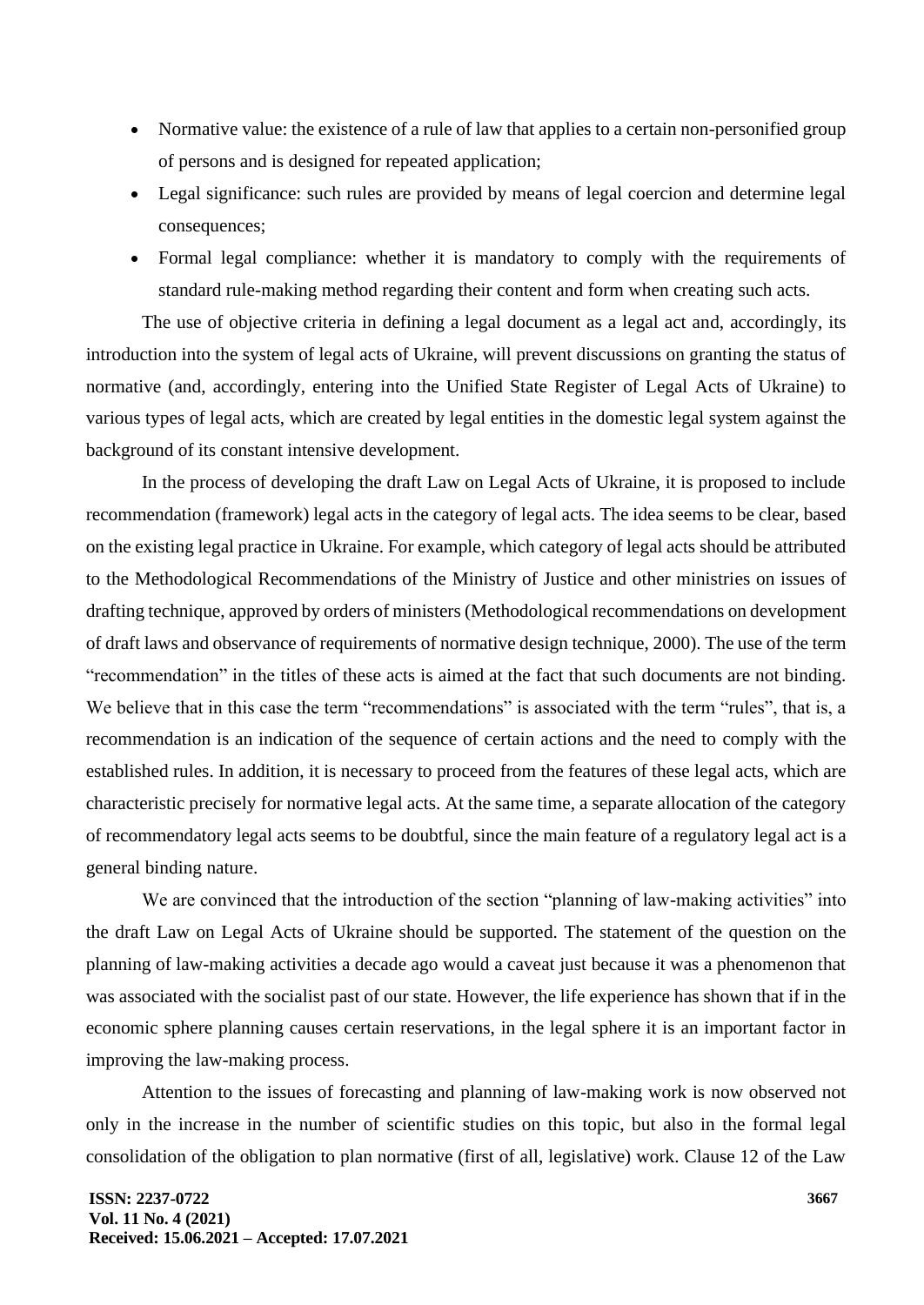- Normative value: the existence of a rule of law that applies to a certain non-personified group of persons and is designed for repeated application;
- Legal significance: such rules are provided by means of legal coercion and determine legal consequences;
- Formal legal compliance: whether it is mandatory to comply with the requirements of standard rule-making method regarding their content and form when creating such acts.

The use of objective criteria in defining a legal document as a legal act and, accordingly, its introduction into the system of legal acts of Ukraine, will prevent discussions on granting the status of normative (and, accordingly, entering into the Unified State Register of Legal Acts of Ukraine) to various types of legal acts, which are created by legal entities in the domestic legal system against the background of its constant intensive development.

In the process of developing the draft Law on Legal Acts of Ukraine, it is proposed to include recommendation (framework) legal acts in the category of legal acts. The idea seems to be clear, based on the existing legal practice in Ukraine. For example, which category of legal acts should be attributed to the Methodological Recommendations of the Ministry of Justice and other ministries on issues of drafting technique, approved by orders of ministers (Methodological recommendations on development of draft laws and observance of requirements of normative design technique, 2000). The use of the term "recommendation" in the titles of these acts is aimed at the fact that such documents are not binding. We believe that in this case the term "recommendations" is associated with the term "rules", that is, a recommendation is an indication of the sequence of certain actions and the need to comply with the established rules. In addition, it is necessary to proceed from the features of these legal acts, which are characteristic precisely for normative legal acts. At the same time, a separate allocation of the category of recommendatory legal acts seems to be doubtful, since the main feature of a regulatory legal act is a general binding nature.

We are convinced that the introduction of the section "planning of law-making activities" into the draft Law on Legal Acts of Ukraine should be supported. The statement of the question on the planning of law-making activities a decade ago would a caveat just because it was a phenomenon that was associated with the socialist past of our state. However, the life experience has shown that if in the economic sphere planning causes certain reservations, in the legal sphere it is an important factor in improving the law-making process.

Attention to the issues of forecasting and planning of law-making work is now observed not only in the increase in the number of scientific studies on this topic, but also in the formal legal consolidation of the obligation to plan normative (first of all, legislative) work. Clause 12 of the Law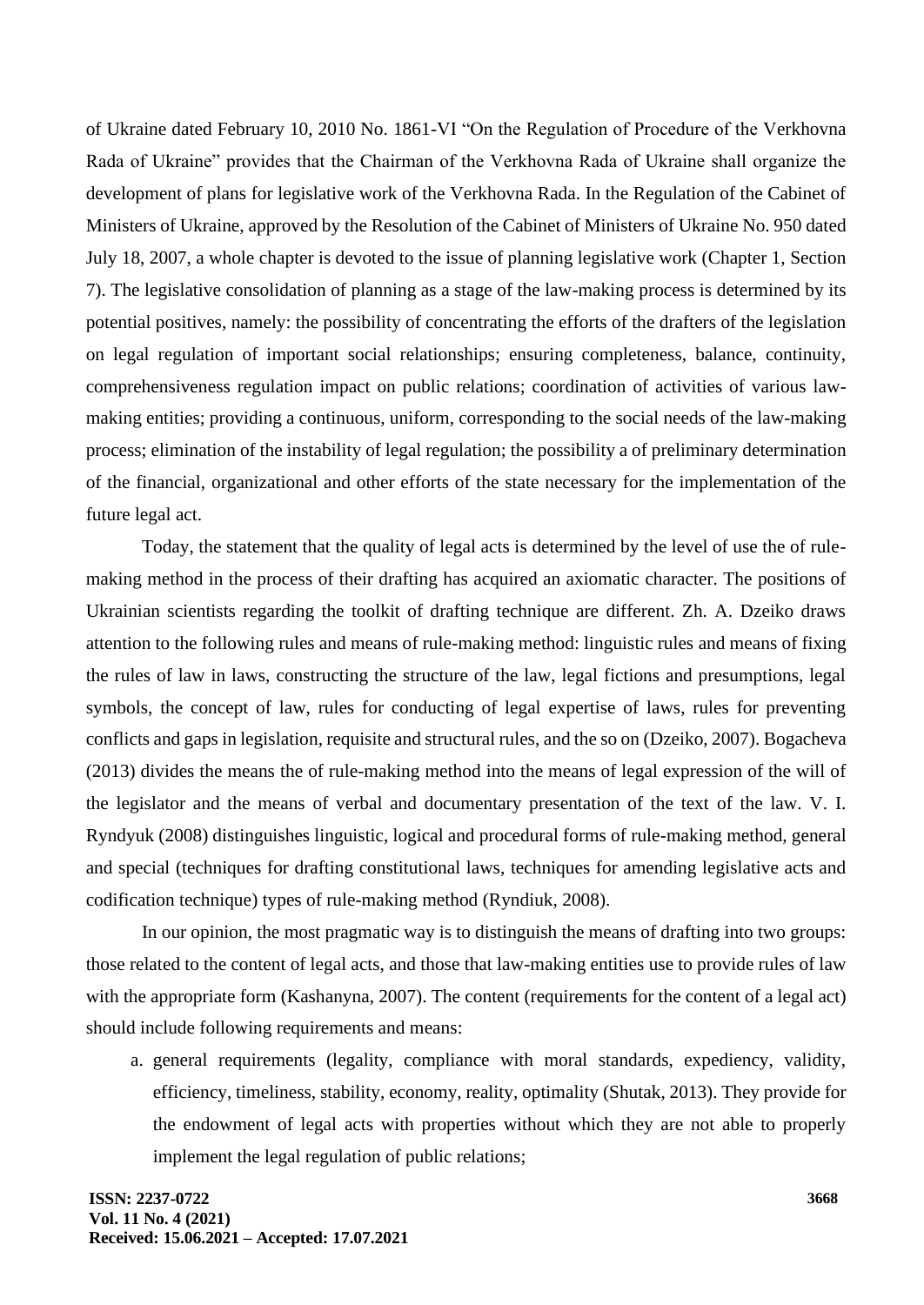of Ukraine dated February 10, 2010 No. 1861-VI "On the Regulation of Procedure of the Verkhovna Rada of Ukraine" provides that the Chairman of the Verkhovna Rada of Ukraine shall organize the development of plans for legislative work of the Verkhovna Rada. In the Regulation of the Cabinet of Ministers of Ukraine, approved by the Resolution of the Cabinet of Ministers of Ukraine No. 950 dated July 18, 2007, a whole chapter is devoted to the issue of planning legislative work (Chapter 1, Section 7). The legislative consolidation of planning as a stage of the law-making process is determined by its potential positives, namely: the possibility of concentrating the efforts of the drafters of the legislation on legal regulation of important social relationships; ensuring completeness, balance, continuity, comprehensiveness regulation impact on public relations; coordination of activities of various law-making entities; providing a continuous, uniform, corresponding to the social needs of the law-making process; elimination of the instability of legal regulation; the possibility a of preliminary determination of the financial, organizational and other efforts of the state necessary for the implementation of the future legal act.

Today, the statement that the quality of legal acts is determined by the level of use the of rule-making method in the process of their drafting has acquired an axiomatic character. The positions of Ukrainian scientists regarding the toolkit of drafting technique are different. Zh. A. Dzeiko draws attention to the following rules and means of rule-making method: linguistic rules and means of fixing the rules of law in laws, constructing the structure of the law, legal fictions and presumptions, legal symbols, the concept of law, rules for conducting of legal expertise of laws, rules for preventing conflicts and gaps in legislation, requisite and structural rules, and the so on (Dzeiko, 2007). Bogacheva (2013) divides the means the of rule-making method into the means of legal expression of the will of the legislator and the means of verbal and documentary presentation of the text of the law. V. I. Ryndyuk (2008) distinguishes linguistic, logical and procedural forms of rule-making method, general and special (techniques for drafting constitutional laws, techniques for amending legislative acts and codification technique) types of rule-making method (Ryndiuk, 2008).

In our opinion, the most pragmatic way is to distinguish the means of drafting into two groups: those related to the content of legal acts, and those that law-making entities use to provide rules of law with the appropriate form (Kashanyna, 2007). The content (requirements for the content of a legal act) should include following requirements and means:

a. general requirements (legality, compliance with moral standards, expediency, validity, efficiency, timeliness, stability, economy, reality, optimality (Shutak, 2013). They provide for the endowment of legal acts with properties without which they are not able to properly implement the legal regulation of public relations;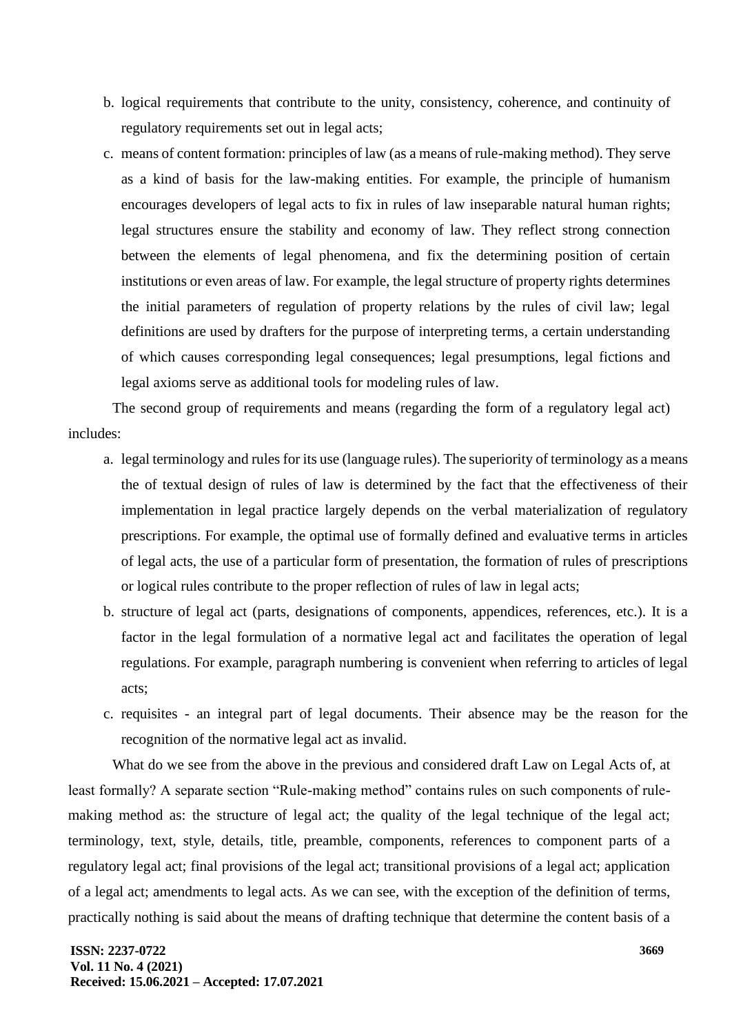b. logical requirements that contribute to the unity, consistency, coherence, and continuity of regulatory requirements set out in legal acts;

c. means of content formation: principles of law (as a means of rule-making method). They serve as a kind of basis for the law-making entities. For example, the principle of humanism encourages developers of legal acts to fix in rules of law inseparable natural human rights; legal structures ensure the stability and economy of law. They reflect strong connection between the elements of legal phenomena, and fix the determining position of certain institutions or even areas of law. For example, the legal structure of property rights determines the initial parameters of regulation of property relations by the rules of civil law; legal definitions are used by drafters for the purpose of interpreting terms, a certain understanding of which causes corresponding legal consequences; legal presumptions, legal fictions and legal axioms serve as additional tools for modeling rules of law.

The second group of requirements and means (regarding the form of a regulatory legal act) includes:

a. legal terminology and rules for its use (language rules). The superiority of terminology as a means the of textual design of rules of law is determined by the fact that the effectiveness of their implementation in legal practice largely depends on the verbal materialization of regulatory prescriptions. For example, the optimal use of formally defined and evaluative terms in articles of legal acts, the use of a particular form of presentation, the formation of rules of prescriptions or logical rules contribute to the proper reflection of rules of law in legal acts;

b. structure of legal act (parts, designations of components, appendices, references, etc.). It is a factor in the legal formulation of a normative legal act and facilitates the operation of legal regulations. For example, paragraph numbering is convenient when referring to articles of legal acts;

c. requisites - an integral part of legal documents. Their absence may be the reason for the recognition of the normative legal act as invalid.

What do we see from the above in the previous and considered draft Law on Legal Acts of, at least formally? A separate section "Rule-making method" contains rules on such components of rule-making method as: the structure of legal act; the quality of the legal technique of the legal act; terminology, text, style, details, title, preamble, components, references to component parts of a regulatory legal act; final provisions of the legal act; transitional provisions of a legal act; application of a legal act; amendments to legal acts. As we can see, with the exception of the definition of terms, practically nothing is said about the means of drafting technique that determine the content basis of a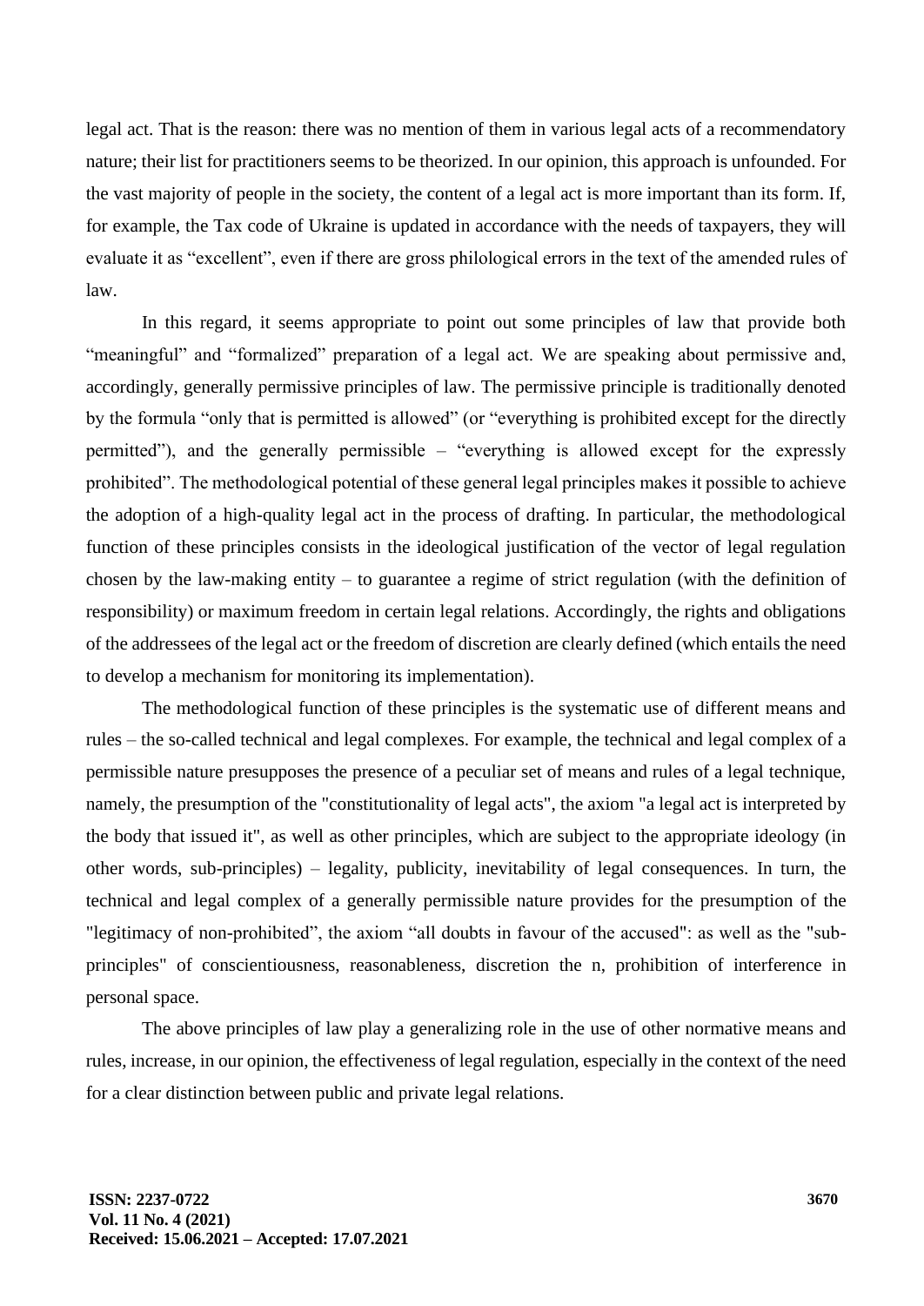legal act. That is the reason: there was no mention of them in various legal acts of a recommendatory nature; their list for practitioners seems to be theorized. In our opinion, this approach is unfounded. For the vast majority of people in the society, the content of a legal act is more important than its form. If, for example, the Tax code of Ukraine is updated in accordance with the needs of taxpayers, they will evaluate it as "excellent", even if there are gross philological errors in the text of the amended rules of law.

In this regard, it seems appropriate to point out some principles of law that provide both "meaningful" and "formalized" preparation of a legal act. We are speaking about permissive and, accordingly, generally permissive principles of law. The permissive principle is traditionally denoted by the formula "only that is permitted is allowed" (or "everything is prohibited except for the directly permitted"), and the generally permissible – "everything is allowed except for the expressly prohibited". The methodological potential of these general legal principles makes it possible to achieve the adoption of a high-quality legal act in the process of drafting. In particular, the methodological function of these principles consists in the ideological justification of the vector of legal regulation chosen by the law-making entity – to guarantee a regime of strict regulation (with the definition of responsibility) or maximum freedom in certain legal relations. Accordingly, the rights and obligations of the addressees of the legal act or the freedom of discretion are clearly defined (which entails the need to develop a mechanism for monitoring its implementation).

The methodological function of these principles is the systematic use of different means and rules – the so-called technical and legal complexes. For example, the technical and legal complex of a permissible nature presupposes the presence of a peculiar set of means and rules of a legal technique, namely, the presumption of the "constitutionality of legal acts", the axiom "a legal act is interpreted by the body that issued it", as well as other principles, which are subject to the appropriate ideology (in other words, sub-principles) – legality, publicity, inevitability of legal consequences. In turn, the technical and legal complex of a generally permissible nature provides for the presumption of the "legitimacy of non-prohibited", the axiom "all doubts in favour of the accused": as well as the "sub-principles" of conscientiousness, reasonableness, discretion the n, prohibition of interference in personal space.

The above principles of law play a generalizing role in the use of other normative means and rules, increase, in our opinion, the effectiveness of legal regulation, especially in the context of the need for a clear distinction between public and private legal relations.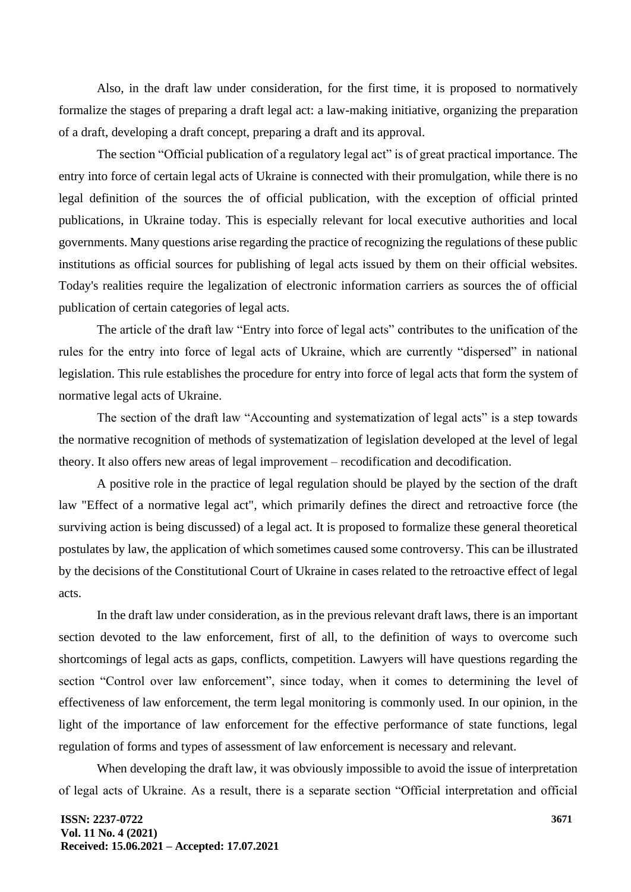Also, in the draft law under consideration, for the first time, it is proposed to normatively formalize the stages of preparing a draft legal act: a law-making initiative, organizing the preparation of a draft, developing a draft concept, preparing a draft and its approval.

The section "Official publication of a regulatory legal act" is of great practical importance. The entry into force of certain legal acts of Ukraine is connected with their promulgation, while there is no legal definition of the sources the of official publication, with the exception of official printed publications, in Ukraine today. This is especially relevant for local executive authorities and local governments. Many questions arise regarding the practice of recognizing the regulations of these public institutions as official sources for publishing of legal acts issued by them on their official websites. Today's realities require the legalization of electronic information carriers as sources the of official publication of certain categories of legal acts.

The article of the draft law "Entry into force of legal acts" contributes to the unification of the rules for the entry into force of legal acts of Ukraine, which are currently "dispersed" in national legislation. This rule establishes the procedure for entry into force of legal acts that form the system of normative legal acts of Ukraine.

The section of the draft law "Accounting and systematization of legal acts" is a step towards the normative recognition of methods of systematization of legislation developed at the level of legal theory. It also offers new areas of legal improvement – recodification and decodification.

A positive role in the practice of legal regulation should be played by the section of the draft law "Effect of a normative legal act", which primarily defines the direct and retroactive force (the surviving action is being discussed) of a legal act. It is proposed to formalize these general theoretical postulates by law, the application of which sometimes caused some controversy. This can be illustrated by the decisions of the Constitutional Court of Ukraine in cases related to the retroactive effect of legal acts.

In the draft law under consideration, as in the previous relevant draft laws, there is an important section devoted to the law enforcement, first of all, to the definition of ways to overcome such shortcomings of legal acts as gaps, conflicts, competition. Lawyers will have questions regarding the section "Control over law enforcement", since today, when it comes to determining the level of effectiveness of law enforcement, the term legal monitoring is commonly used. In our opinion, in the light of the importance of law enforcement for the effective performance of state functions, legal regulation of forms and types of assessment of law enforcement is necessary and relevant.

When developing the draft law, it was obviously impossible to avoid the issue of interpretation of legal acts of Ukraine. As a result, there is a separate section "Official interpretation and official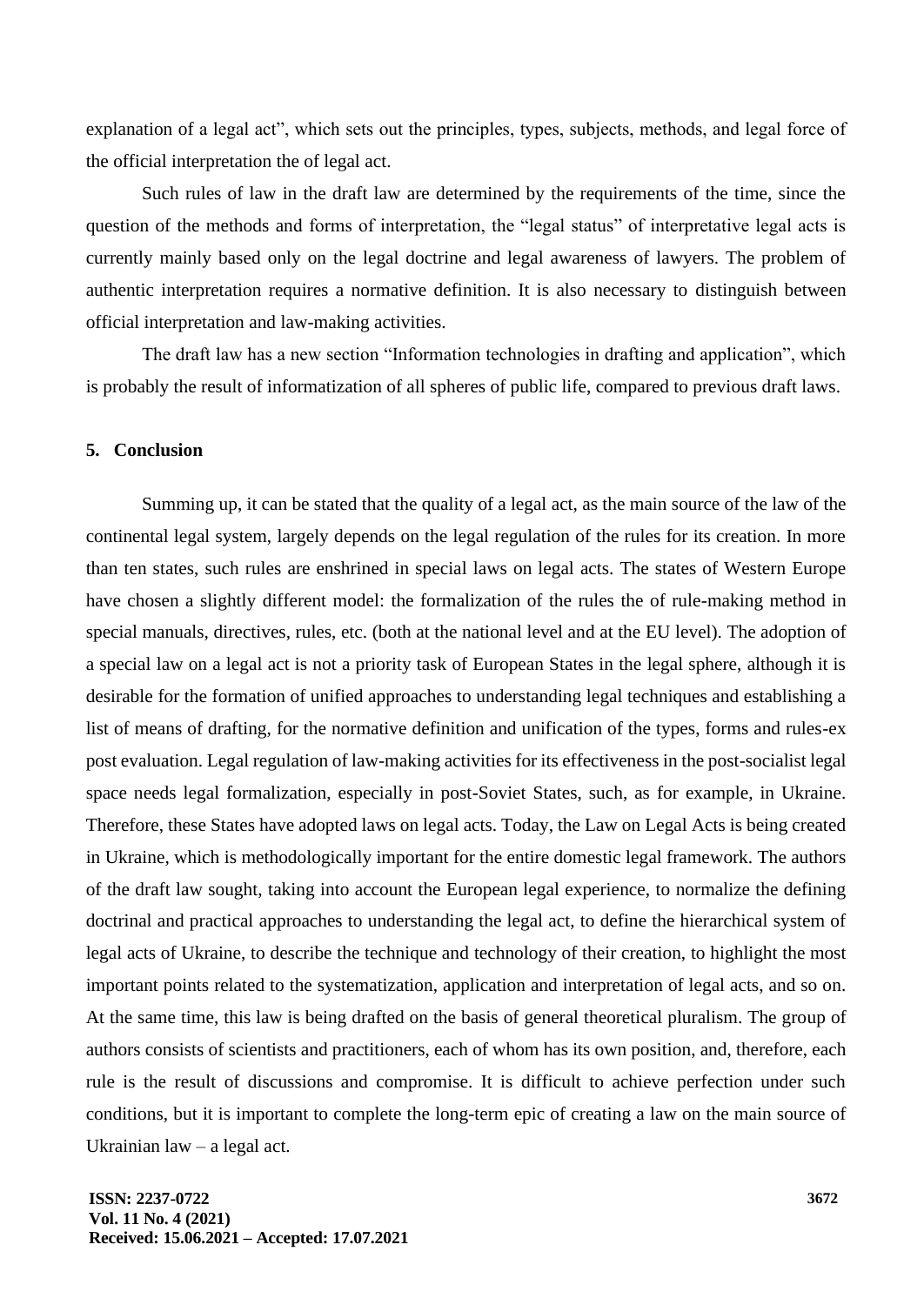explanation of a legal act", which sets out the principles, types, subjects, methods, and legal force of the official interpretation the of legal act.

Such rules of law in the draft law are determined by the requirements of the time, since the question of the methods and forms of interpretation, the "legal status" of interpretative legal acts is currently mainly based only on the legal doctrine and legal awareness of lawyers. The problem of authentic interpretation requires a normative definition. It is also necessary to distinguish between official interpretation and law-making activities.

The draft law has a new section "Information technologies in drafting and application", which is probably the result of informatization of all spheres of public life, compared to previous draft laws.

## 5. Conclusion

Summing up, it can be stated that the quality of a legal act, as the main source of the law of the continental legal system, largely depends on the legal regulation of the rules for its creation. In more than ten states, such rules are enshrined in special laws on legal acts. The states of Western Europe have chosen a slightly different model: the formalization of the rules the of rule-making method in special manuals, directives, rules, etc. (both at the national level and at the EU level). The adoption of a special law on a legal act is not a priority task of European States in the legal sphere, although it is desirable for the formation of unified approaches to understanding legal techniques and establishing a list of means of drafting, for the normative definition and unification of the types, forms and rules-ex post evaluation. Legal regulation of law-making activities for its effectiveness in the post-socialist legal space needs legal formalization, especially in post-Soviet States, such, as for example, in Ukraine. Therefore, these States have adopted laws on legal acts. Today, the Law on Legal Acts is being created in Ukraine, which is methodologically important for the entire domestic legal framework. The authors of the draft law sought, taking into account the European legal experience, to normalize the defining doctrinal and practical approaches to understanding the legal act, to define the hierarchical system of legal acts of Ukraine, to describe the technique and technology of their creation, to highlight the most important points related to the systematization, application and interpretation of legal acts, and so on. At the same time, this law is being drafted on the basis of general theoretical pluralism. The group of authors consists of scientists and practitioners, each of whom has its own position, and, therefore, each rule is the result of discussions and compromise. It is difficult to achieve perfection under such conditions, but it is important to complete the long-term epic of creating a law on the main source of Ukrainian law – a legal act.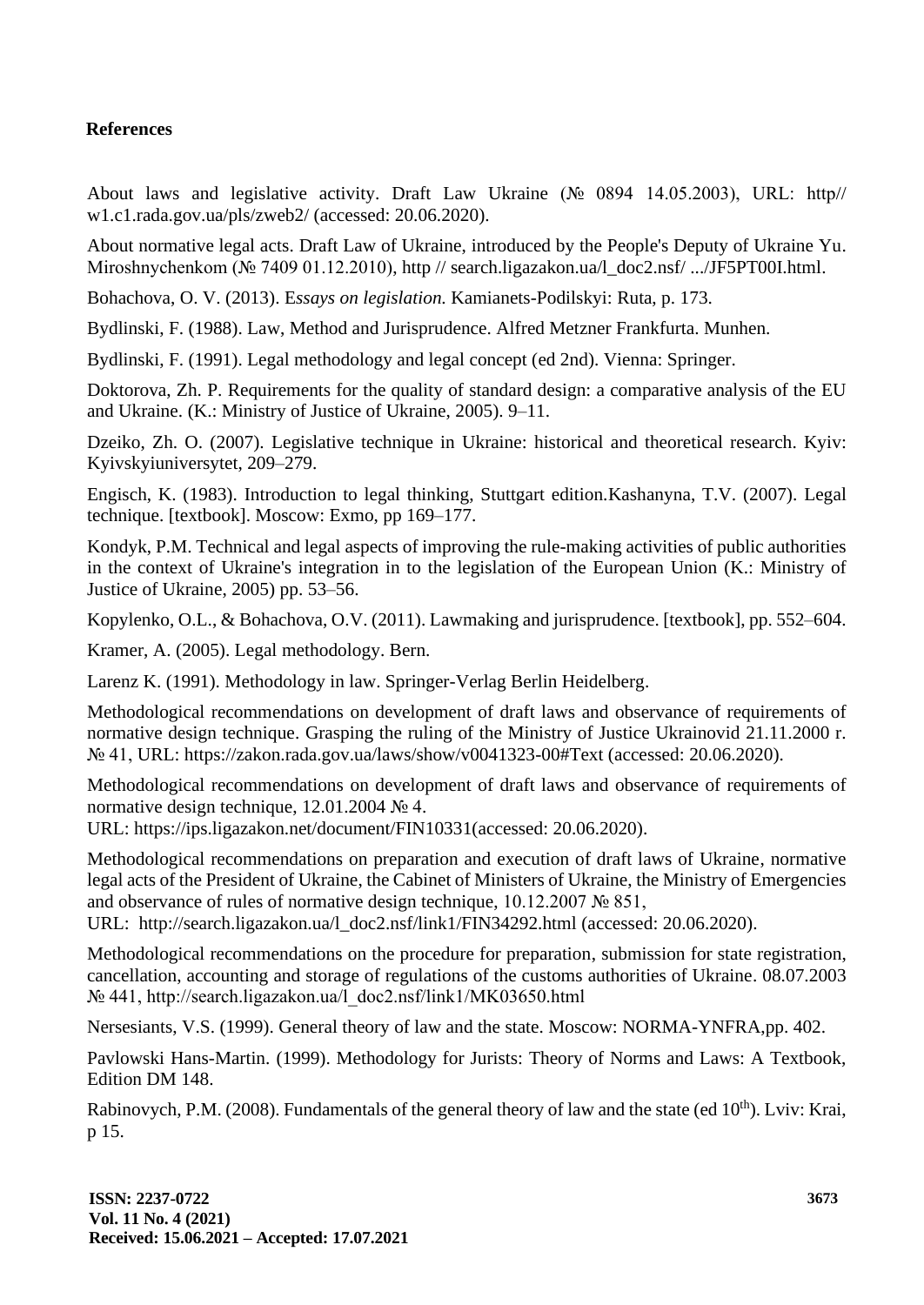## References

About laws and legislative activity. Draft Law Ukraine (№ 0894 14.05.2003), URL: http// w1.c1.rada.gov.ua/pls/zweb2/ (accessed: 20.06.2020).

About normative legal acts. Draft Law of Ukraine, introduced by the People's Deputy of Ukraine Yu. Miroshnychenkom (№ 7409 01.12.2010), http // search.ligazakon.ua/l_doc2.nsf/ .../JF5PT00I.html.

Bohachova, O. V. (2013). E*ssays on legislation.* Kamianets-Podilskyi: Ruta, p. 173.

Bydlinski, F. (1988). Law, Method and Jurisprudence. Alfred Metzner Frankfurta. Munhen.

Bydlinski, F. (1991). Legal methodology and legal concept (ed 2nd). Vienna: Springer.

Doktorova, Zh. P. Requirements for the quality of standard design: a comparative analysis of the EU and Ukraine. (K.: Ministry of Justice of Ukraine, 2005). 9–11.

Dzeiko, Zh. O. (2007). Legislative technique in Ukraine: historical and theoretical research. Kyiv: Kyivskyiuniversytet, 209–279.

Engisch, K. (1983). Introduction to legal thinking, Stuttgart edition.Kashanyna, T.V. (2007). Legal technique. [textbook]. Moscow: Exmo, pp 169–177.

Kondyk, P.M. Technical and legal aspects of improving the rule-making activities of public authorities in the context of Ukraine's integration in to the legislation of the European Union (K.: Ministry of Justice of Ukraine, 2005) pp. 53–56.

Kopylenko, O.L., & Bohachova, O.V. (2011). Lawmaking and jurisprudence. [textbook], pp. 552–604.

Kramer, A. (2005). Legal methodology. Bern.

Larenz K. (1991). Methodology in law. Springer-Verlag Berlin Heidelberg.

Methodological recommendations on development of draft laws and observance of requirements of normative design technique. Grasping the ruling of the Ministry of Justice Ukrainovid 21.11.2000 r. № 41, URL: https://zakon.rada.gov.ua/laws/show/v0041323-00#Text (accessed: 20.06.2020).

Methodological recommendations on development of draft laws and observance of requirements of normative design technique, 12.01.2004 № 4.
URL: https://ips.ligazakon.net/document/FIN10331(accessed: 20.06.2020).

Methodological recommendations on preparation and execution of draft laws of Ukraine, normative legal acts of the President of Ukraine, the Cabinet of Ministers of Ukraine, the Ministry of Emergencies and observance of rules of normative design technique, 10.12.2007 № 851,
URL: http://search.ligazakon.ua/l_doc2.nsf/link1/FIN34292.html (accessed: 20.06.2020).

Methodological recommendations on the procedure for preparation, submission for state registration, cancellation, accounting and storage of regulations of the customs authorities of Ukraine. 08.07.2003 № 441, http://search.ligazakon.ua/l_doc2.nsf/link1/MK03650.html

Nersesiants, V.S. (1999). General theory of law and the state. Moscow: NORMA-YNFRA,pp. 402.

Pavlowski Hans-Martin. (1999). Methodology for Jurists: Theory of Norms and Laws: A Textbook, Edition DM 148.

Rabinovych, P.M. (2008). Fundamentals of the general theory of law and the state (ed 10th). Lviv: Krai, p 15.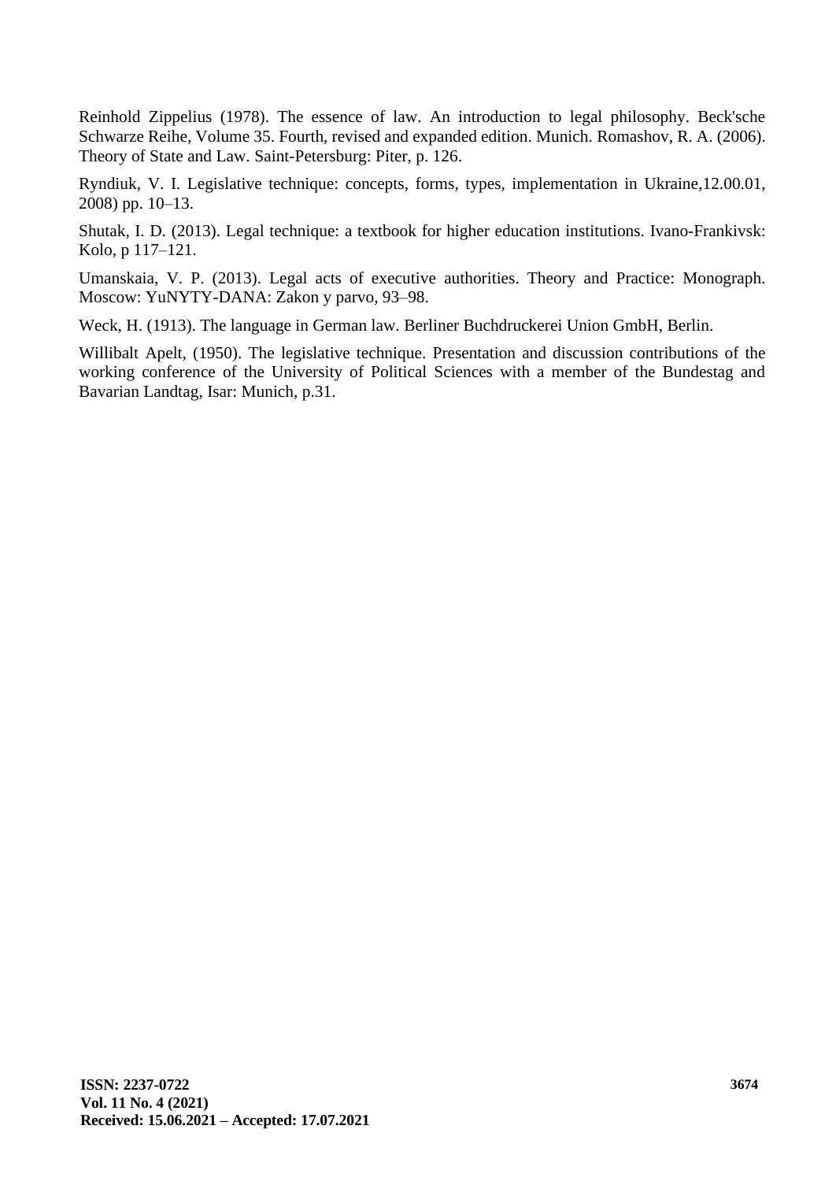Reinhold Zippelius (1978). The essence of law. An introduction to legal philosophy. Beck'sche Schwarze Reihe, Volume 35. Fourth, revised and expanded edition. Munich. Romashov, R. A. (2006). Theory of State and Law. Saint-Petersburg: Piter, p. 126.

Ryndiuk, V. I. Legislative technique: concepts, forms, types, implementation in Ukraine,12.00.01, 2008) pp. 10–13.

Shutak, I. D. (2013). Legal technique: a textbook for higher education institutions. Ivano-Frankivsk: Kolo, p 117–121.

Umanskaia, V. P. (2013). Legal acts of executive authorities. Theory and Practice: Monograph. Moscow: YuNYTY-DANA: Zakon y parvo, 93–98.

Weck, H. (1913). The language in German law. Berliner Buchdruckerei Union GmbH, Berlin.

Willibalt Apelt, (1950). The legislative technique. Presentation and discussion contributions of the working conference of the University of Political Sciences with a member of the Bundestag and Bavarian Landtag, Isar: Munich, p.31.